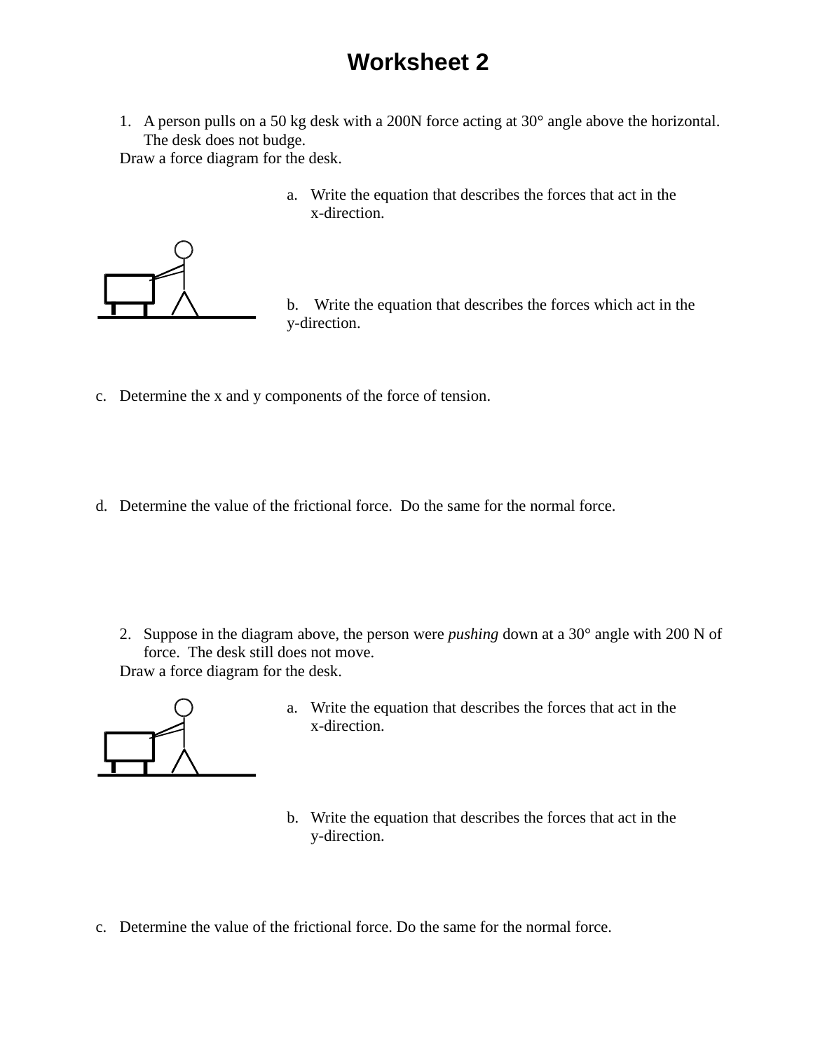# Worksheet 2

1. A person pulls on a 50 kg desk with a 200N force acting at 30° angle above the horizontal. The desk does not budge.

   Draw a force diagram for the desk.

   a. Write the equation that describes the forces that act in the x-direction.

   b. Write the equation that describes the forces which act in the y-direction.

   c. Determine the x and y components of the force of tension.

   d. Determine the value of the frictional force. Do the same for the normal force.

2. Suppose in the diagram above, the person were *pushing* down at a 30° angle with 200 N of force. The desk still does not move.

   Draw a force diagram for the desk.

   a. Write the equation that describes the forces that act in the x-direction.

   b. Write the equation that describes the forces that act in the y-direction.

   c. Determine the value of the frictional force. Do the same for the normal force.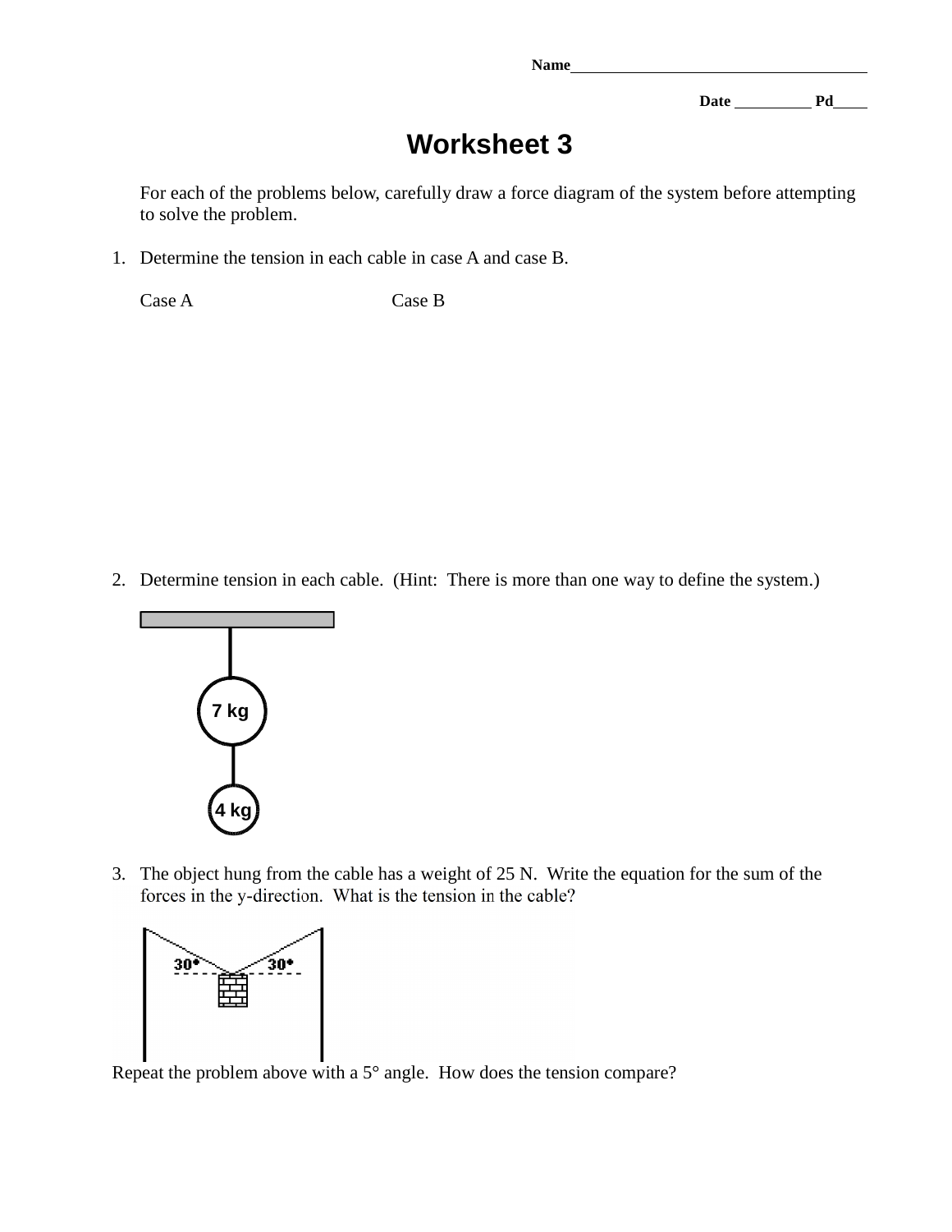Name______________________________________

Date __________ Pd____

# Worksheet 3

For each of the problems below, carefully draw a force diagram of the system before attempting to solve the problem.

1. Determine the tension in each cable in case A and case B.

   Case A　　　　　　　　　　Case B

2. Determine tension in each cable. (Hint: There is more than one way to define the system.)

   7 kg

   4 kg

3. The object hung from the cable has a weight of 25 N. Write the equation for the sum of the forces in the y-direction. What is the tension in the cable?

   30°　　30°

Repeat the problem above with a 5° angle. How does the tension compare?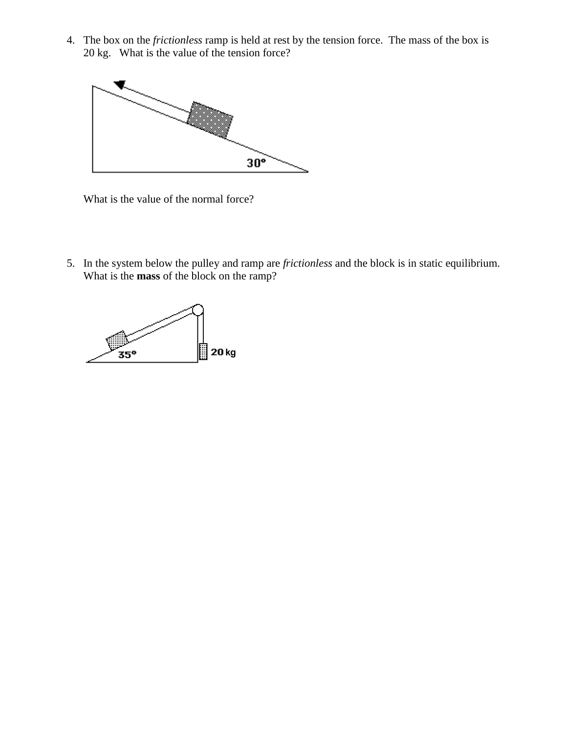4. The box on the *frictionless* ramp is held at rest by the tension force. The mass of the box is 20 kg. What is the value of the tension force?

   30°

   What is the value of the normal force?

5. In the system below the pulley and ramp are *frictionless* and the block is in static equilibrium. What is the **mass** of the block on the ramp?

   35° 20 kg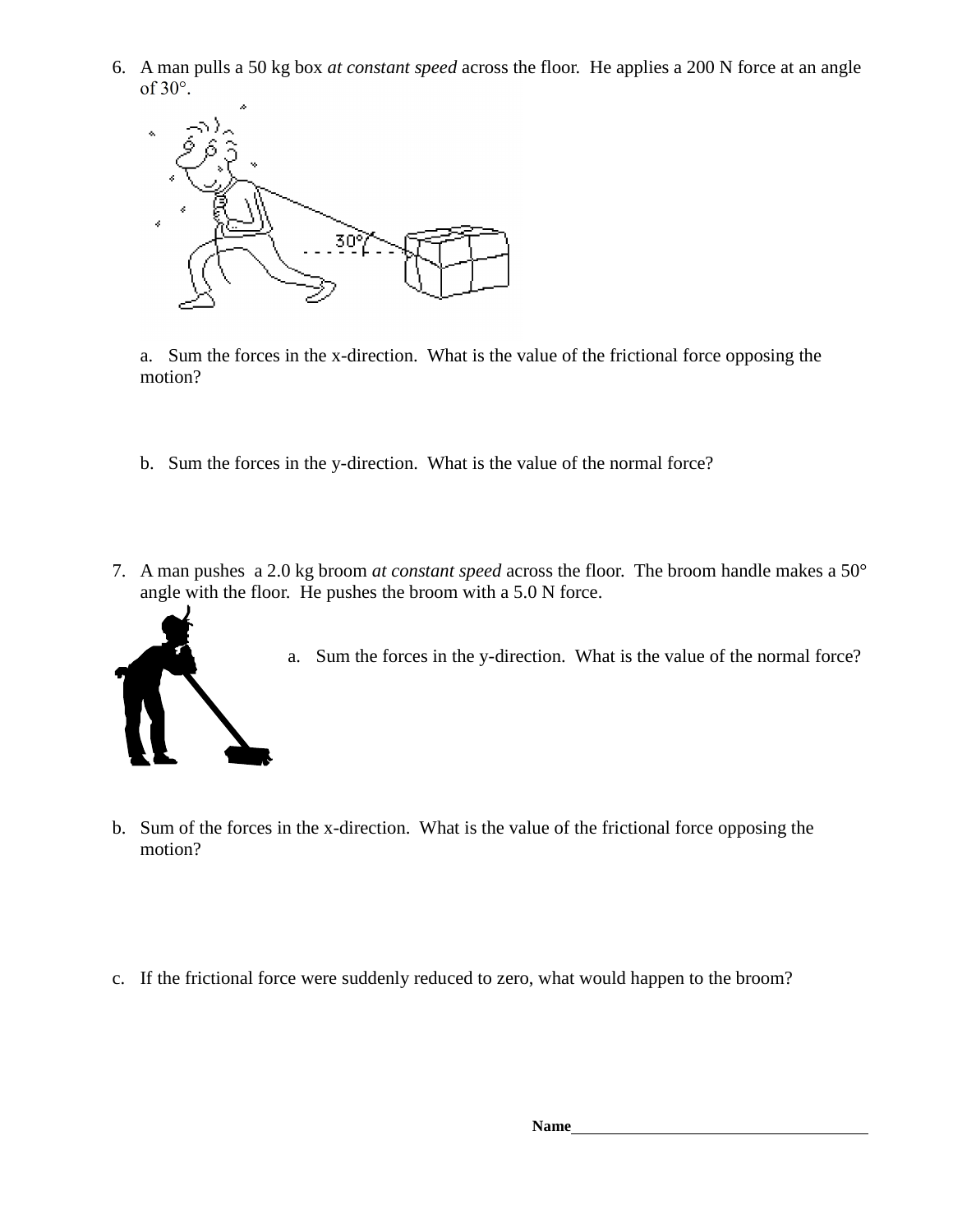6. A man pulls a 50 kg box *at constant speed* across the floor. He applies a 200 N force at an angle of 30°.

30°

a. Sum the forces in the x-direction. What is the value of the frictional force opposing the motion?

b. Sum the forces in the y-direction. What is the value of the normal force?

7. A man pushes a 2.0 kg broom *at constant speed* across the floor. The broom handle makes a 50° angle with the floor. He pushes the broom with a 5.0 N force.

a. Sum the forces in the y-direction. What is the value of the normal force?

b. Sum of the forces in the x-direction. What is the value of the frictional force opposing the motion?

c. If the frictional force were suddenly reduced to zero, what would happen to the broom?

**Name**\_\_\_\_\_\_\_\_\_\_\_\_\_\_\_\_\_\_\_\_\_\_\_\_\_\_\_\_\_\_\_\_\_\_\_\_